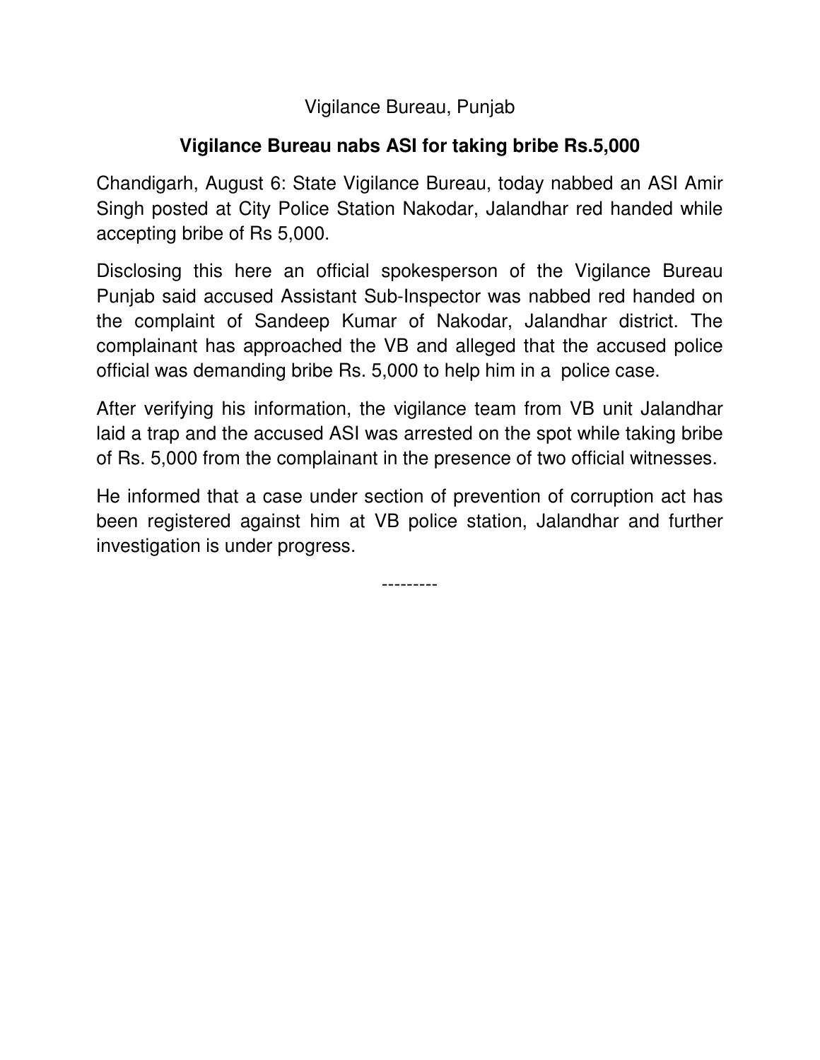Vigilance Bureau, Punjab

**Vigilance Bureau nabs ASI for taking bribe Rs.5,000**

Chandigarh, August 6: State Vigilance Bureau, today nabbed an ASI Amir Singh posted at City Police Station Nakodar, Jalandhar red handed while accepting bribe of Rs 5,000.

Disclosing this here an official spokesperson of the Vigilance Bureau Punjab said accused Assistant Sub-Inspector was nabbed red handed on the complaint of Sandeep Kumar of Nakodar, Jalandhar district. The complainant has approached the VB and alleged that the accused police official was demanding bribe Rs. 5,000 to help him in a police case.

After verifying his information, the vigilance team from VB unit Jalandhar laid a trap and the accused ASI was arrested on the spot while taking bribe of Rs. 5,000 from the complainant in the presence of two official witnesses.

He informed that a case under section of prevention of corruption act has been registered against him at VB police station, Jalandhar and further investigation is under progress.

---------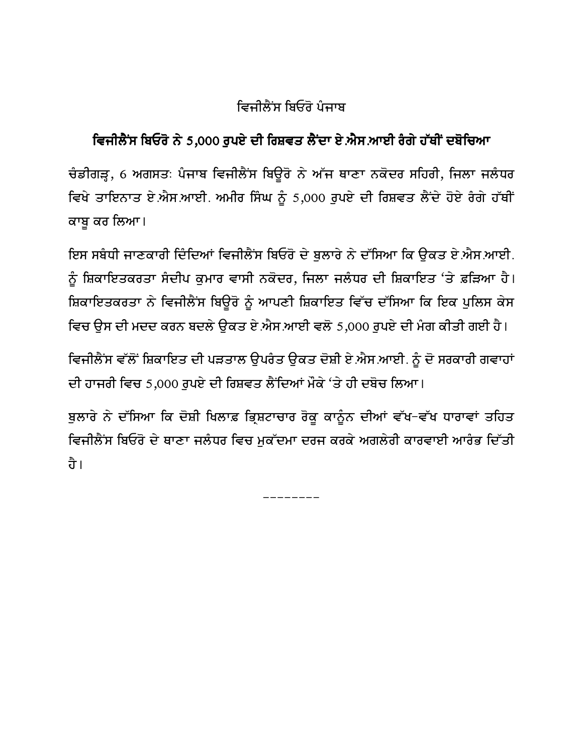ਵਿਜੀਲੈਂਸ ਬਿਓਰੋ ਪੰਜਾਬ

## ਵਿਜੀਲੈਂਸ ਬਿਓਰੋ ਨੇ 5,000 ਰੁਪਏ ਦੀ ਰਿਸ਼ਵਤ ਲੈਂਦਾ ਏ.ਐਸ.ਆਈ ਰੰਗੇ ਹੱਥੀਂ ਦਬੋਚਿਆ

ਚੰਡੀਗੜ੍ਹ, 6 ਅਗਸਤ: ਪੰਜਾਬ ਵਿਜੀਲੈਂਸ ਬਿਉਰੋ ਨੇ ਅੱਜ ਥਾਣਾ ਨਕੋਦਰ ਸਹਿਰੀ, ਜਿਲਾ ਜਲੰਧਰ ਵਿਖੇ ਤਾਇਨਾਤ ਏ.ਐਸ.ਆਈ. ਅਮੀਰ ਸਿੰਘ ਨੂੰ 5,000 ਰੁਪਏ ਦੀ ਰਿਸ਼ਵਤ ਲੈਂਦੇ ਹੋਏ ਰੰਗੇ ਹੱਥੀਂ ਕਾਬੂ ਕਰ ਲਿਆ।

ਇਸ ਸਬੰਧੀ ਜਾਣਕਾਰੀ ਦਿੰਦਿਆਂ ਵਿਜੀਲੈਂਸ ਬਿਓਰੋ ਦੇ ਬੁਲਾਰੇ ਨੇ ਦੱਸਿਆ ਕਿ ਉਕਤ ਏ.ਐਸ.ਆਈ. ਨੂੰ ਸ਼ਿਕਾਇਤਕਰਤਾ ਸੰਦੀਪ ਕੁਮਾਰ ਵਾਸੀ ਨਕੋਦਰ, ਜਿਲਾ ਜਲੰਧਰ ਦੀ ਸ਼ਿਕਾਇਤ 'ਤੇ ਫੜਿਆ ਹੈ। ਸ਼ਿਕਾਇਤਕਰਤਾ ਨੇ ਵਿਜੀਲੈਂਸ ਬਿਉਰੋ ਨੂੰ ਆਪਣੀ ਸ਼ਿਕਾਇਤ ਵਿੱਚ ਦੱਸਿਆ ਕਿ ਇਕ ਪੁਲਿਸ ਕੇਸ ਵਿਚ ਉਸ ਦੀ ਮਦਦ ਕਰਨ ਬਦਲੇ ਉਕਤ ਏ.ਐਸ.ਆਈ ਵਲੋ 5,000 ਰੁਪਏ ਦੀ ਮੰਗ ਕੀਤੀ ਗਈ ਹੈ।

ਵਿਜੀਲੈਂਸ ਵੱਲੋਂ ਸ਼ਿਕਾਇਤ ਦੀ ਪੜਤਾਲ ਉਪਰੰਤ ਉਕਤ ਦੋਸ਼ੀ ਏ.ਐਸ.ਆਈ. ਨੂੰ ਦੋ ਸਰਕਾਰੀ ਗਵਾਹਾਂ ਦੀ ਹਾਜਰੀ ਵਿਚ 5,000 ਰੁਪਏ ਦੀ ਰਿਸ਼ਵਤ ਲੈਂਦਿਆਂ ਮੌਕੇ 'ਤੇ ਹੀ ਦਬੋਚ ਲਿਆ।

ਬੁਲਾਰੇ ਨੇ ਦੱਸਿਆ ਕਿ ਦੋਸ਼ੀ ਖਿਲਾਫ਼ ਭ੍ਰਿਸ਼ਟਾਚਾਰ ਰੋਕੂ ਕਾਨੂੰਨ ਦੀਆਂ ਵੱਖ-ਵੱਖ ਧਾਰਾਵਾਂ ਤਹਿਤ ਵਿਜੀਲੈਂਸ ਬਿਓਰੋ ਦੇ ਥਾਣਾ ਜਲੰਧਰ ਵਿਚ ਮੁਕੱਦਮਾ ਦਰਜ ਕਰਕੇ ਅਗਲੇਰੀ ਕਾਰਵਾਈ ਆਰੰਭ ਦਿੱਤੀ ਹੈ।

--------